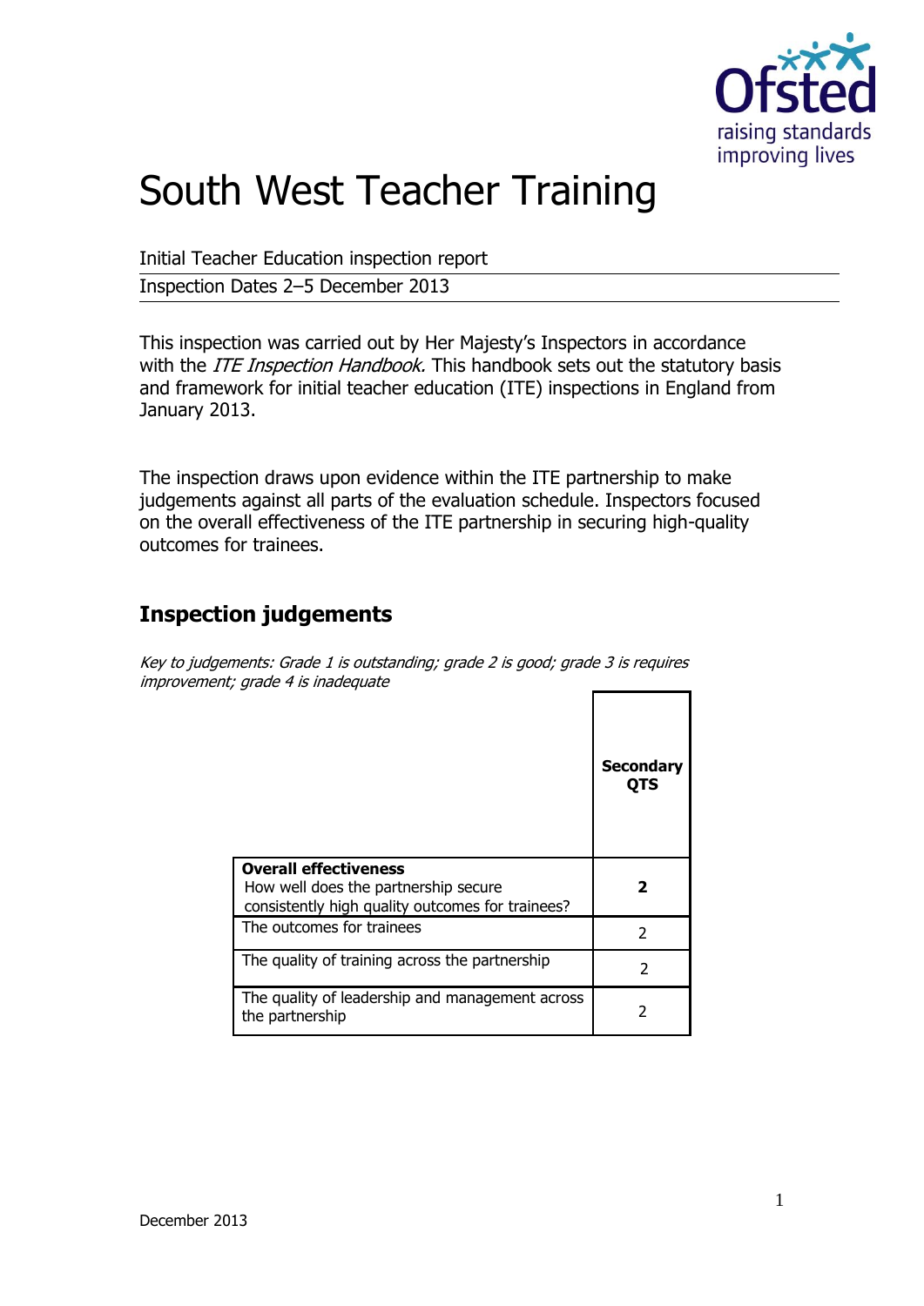# South West Teacher Training

Initial Teacher Education inspection report

Inspection Dates 2–5 December 2013

This inspection was carried out by Her Majesty's Inspectors in accordance with the *ITE Inspection Handbook.* This handbook sets out the statutory basis and framework for initial teacher education (ITE) inspections in England from January 2013.

The inspection draws upon evidence within the ITE partnership to make judgements against all parts of the evaluation schedule. Inspectors focused on the overall effectiveness of the ITE partnership in securing high-quality outcomes for trainees.

## Inspection judgements

*Key to judgements: Grade 1 is outstanding; grade 2 is good; grade 3 is requires improvement; grade 4 is inadequate*

| | **Secondary QTS** |
|---|---|
| **Overall effectiveness** How well does the partnership secure consistently high quality outcomes for trainees? | **2** |
| The outcomes for trainees | 2 |
| The quality of training across the partnership | 2 |
| The quality of leadership and management across the partnership | 2 |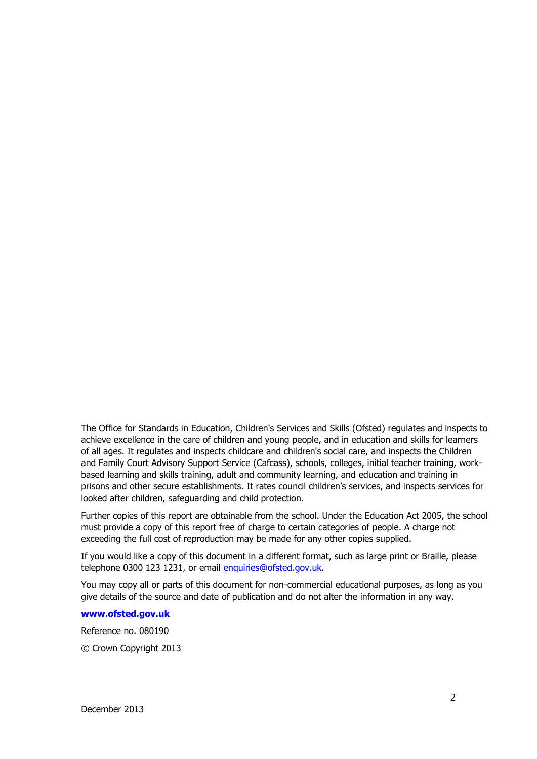The Office for Standards in Education, Children's Services and Skills (Ofsted) regulates and inspects to achieve excellence in the care of children and young people, and in education and skills for learners of all ages. It regulates and inspects childcare and children's social care, and inspects the Children and Family Court Advisory Support Service (Cafcass), schools, colleges, initial teacher training, work-based learning and skills training, adult and community learning, and education and training in prisons and other secure establishments. It rates council children's services, and inspects services for looked after children, safeguarding and child protection.

Further copies of this report are obtainable from the school. Under the Education Act 2005, the school must provide a copy of this report free of charge to certain categories of people. A charge not exceeding the full cost of reproduction may be made for any other copies supplied.

If you would like a copy of this document in a different format, such as large print or Braille, please telephone 0300 123 1231, or email enquiries@ofsted.gov.uk.

You may copy all or parts of this document for non-commercial educational purposes, as long as you give details of the source and date of publication and do not alter the information in any way.

**www.ofsted.gov.uk**

Reference no. 080190

© Crown Copyright 2013

December 2013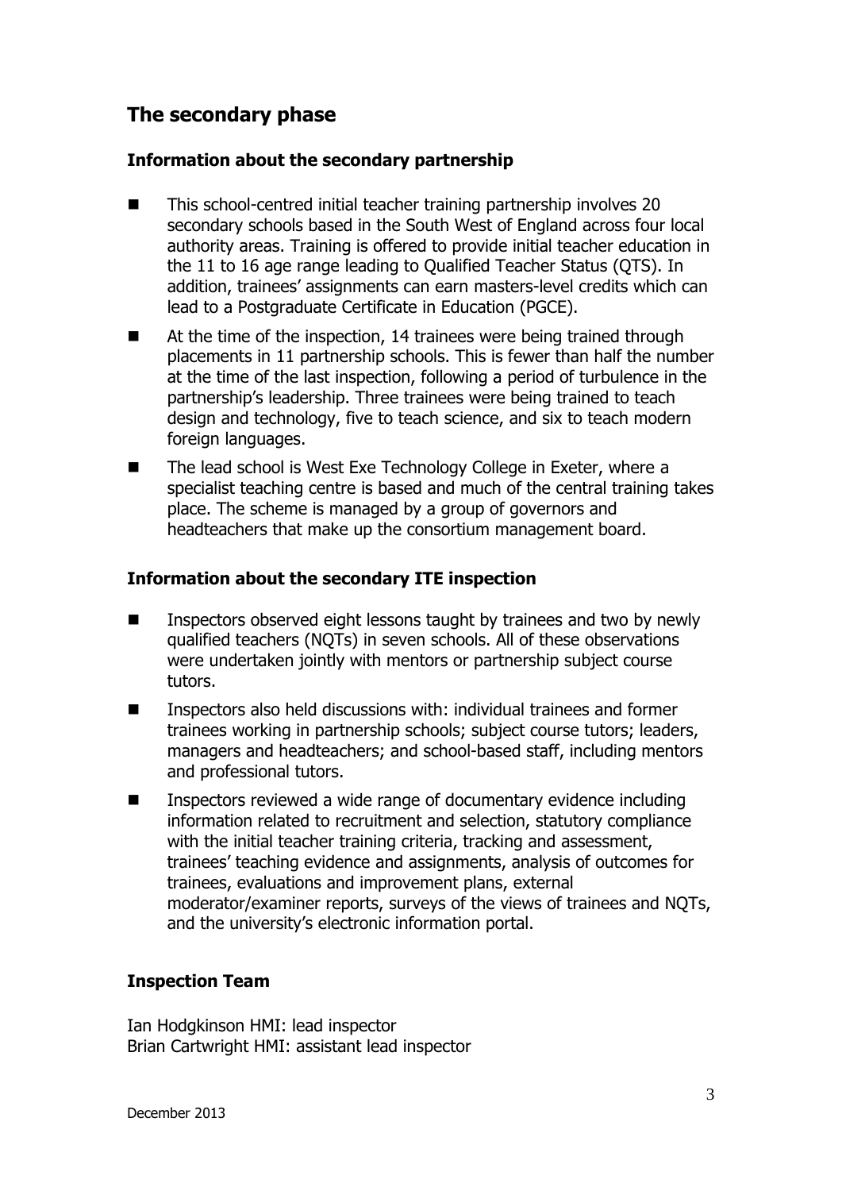## The secondary phase

### Information about the secondary partnership

- This school-centred initial teacher training partnership involves 20 secondary schools based in the South West of England across four local authority areas. Training is offered to provide initial teacher education in the 11 to 16 age range leading to Qualified Teacher Status (QTS). In addition, trainees' assignments can earn masters-level credits which can lead to a Postgraduate Certificate in Education (PGCE).
- At the time of the inspection, 14 trainees were being trained through placements in 11 partnership schools. This is fewer than half the number at the time of the last inspection, following a period of turbulence in the partnership's leadership. Three trainees were being trained to teach design and technology, five to teach science, and six to teach modern foreign languages.
- The lead school is West Exe Technology College in Exeter, where a specialist teaching centre is based and much of the central training takes place. The scheme is managed by a group of governors and headteachers that make up the consortium management board.

### Information about the secondary ITE inspection

- Inspectors observed eight lessons taught by trainees and two by newly qualified teachers (NQTs) in seven schools. All of these observations were undertaken jointly with mentors or partnership subject course tutors.
- Inspectors also held discussions with: individual trainees and former trainees working in partnership schools; subject course tutors; leaders, managers and headteachers; and school-based staff, including mentors and professional tutors.
- Inspectors reviewed a wide range of documentary evidence including information related to recruitment and selection, statutory compliance with the initial teacher training criteria, tracking and assessment, trainees' teaching evidence and assignments, analysis of outcomes for trainees, evaluations and improvement plans, external moderator/examiner reports, surveys of the views of trainees and NQTs, and the university's electronic information portal.

### Inspection Team

Ian Hodgkinson HMI: lead inspector
Brian Cartwright HMI: assistant lead inspector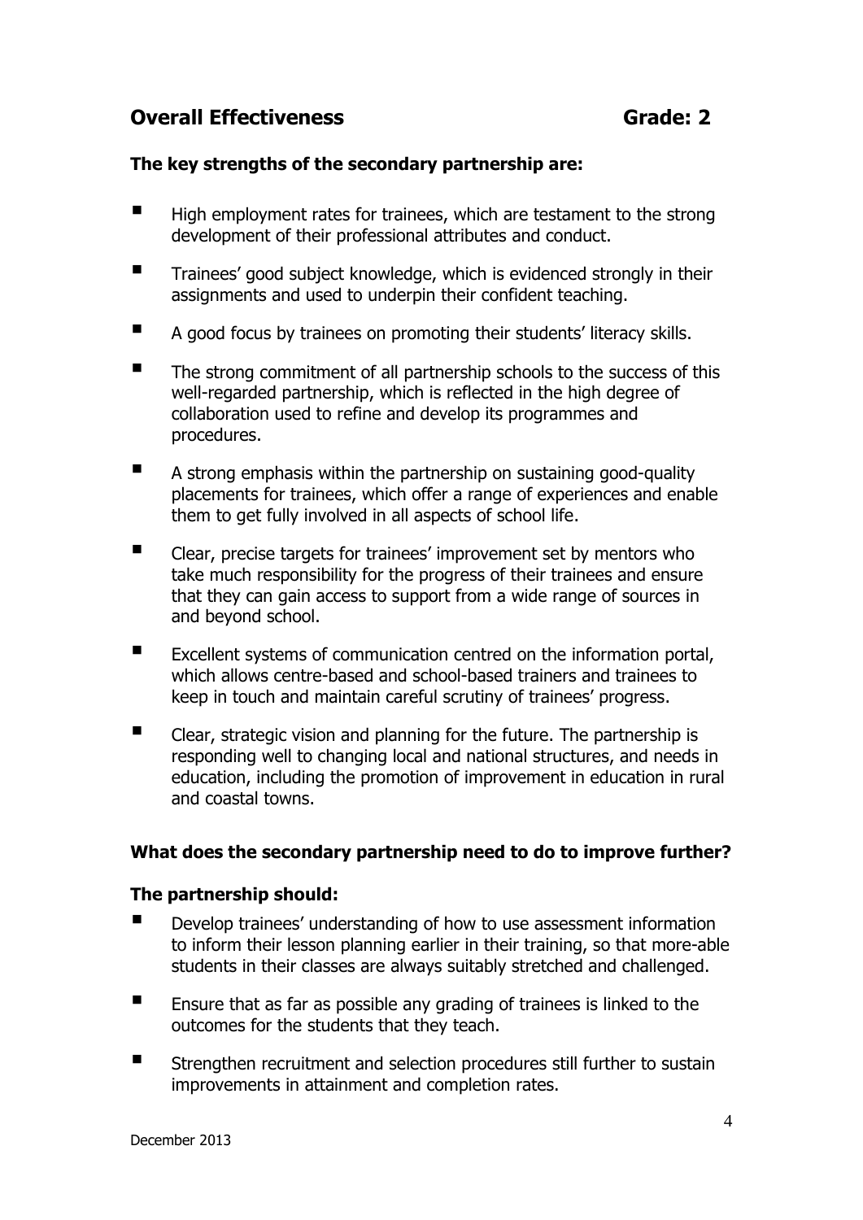## Overall Effectiveness Grade: 2

**The key strengths of the secondary partnership are:**

- High employment rates for trainees, which are testament to the strong development of their professional attributes and conduct.
- Trainees' good subject knowledge, which is evidenced strongly in their assignments and used to underpin their confident teaching.
- A good focus by trainees on promoting their students' literacy skills.
- The strong commitment of all partnership schools to the success of this well-regarded partnership, which is reflected in the high degree of collaboration used to refine and develop its programmes and procedures.
- A strong emphasis within the partnership on sustaining good-quality placements for trainees, which offer a range of experiences and enable them to get fully involved in all aspects of school life.
- Clear, precise targets for trainees' improvement set by mentors who take much responsibility for the progress of their trainees and ensure that they can gain access to support from a wide range of sources in and beyond school.
- Excellent systems of communication centred on the information portal, which allows centre-based and school-based trainers and trainees to keep in touch and maintain careful scrutiny of trainees' progress.
- Clear, strategic vision and planning for the future. The partnership is responding well to changing local and national structures, and needs in education, including the promotion of improvement in education in rural and coastal towns.

**What does the secondary partnership need to do to improve further?**

**The partnership should:**

- Develop trainees' understanding of how to use assessment information to inform their lesson planning earlier in their training, so that more-able students in their classes are always suitably stretched and challenged.
- Ensure that as far as possible any grading of trainees is linked to the outcomes for the students that they teach.
- Strengthen recruitment and selection procedures still further to sustain improvements in attainment and completion rates.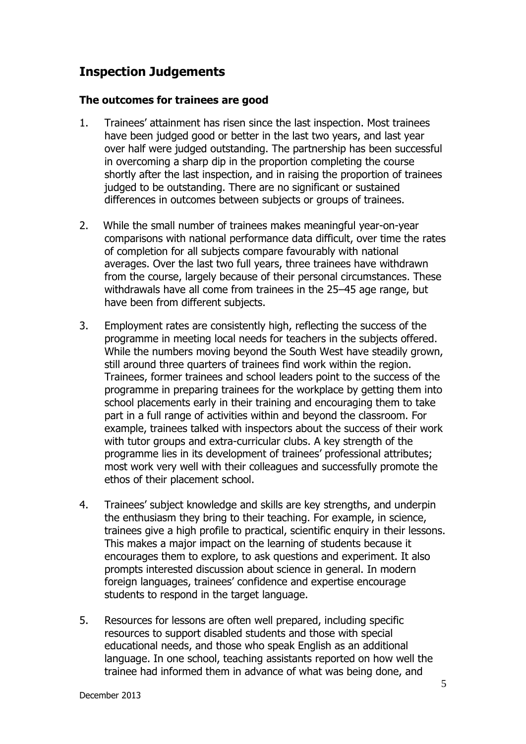## Inspection Judgements

### The outcomes for trainees are good

1. Trainees' attainment has risen since the last inspection. Most trainees have been judged good or better in the last two years, and last year over half were judged outstanding. The partnership has been successful in overcoming a sharp dip in the proportion completing the course shortly after the last inspection, and in raising the proportion of trainees judged to be outstanding. There are no significant or sustained differences in outcomes between subjects or groups of trainees.

2. While the small number of trainees makes meaningful year-on-year comparisons with national performance data difficult, over time the rates of completion for all subjects compare favourably with national averages. Over the last two full years, three trainees have withdrawn from the course, largely because of their personal circumstances. These withdrawals have all come from trainees in the 25–45 age range, but have been from different subjects.

3. Employment rates are consistently high, reflecting the success of the programme in meeting local needs for teachers in the subjects offered. While the numbers moving beyond the South West have steadily grown, still around three quarters of trainees find work within the region. Trainees, former trainees and school leaders point to the success of the programme in preparing trainees for the workplace by getting them into school placements early in their training and encouraging them to take part in a full range of activities within and beyond the classroom. For example, trainees talked with inspectors about the success of their work with tutor groups and extra-curricular clubs. A key strength of the programme lies in its development of trainees' professional attributes; most work very well with their colleagues and successfully promote the ethos of their placement school.

4. Trainees' subject knowledge and skills are key strengths, and underpin the enthusiasm they bring to their teaching. For example, in science, trainees give a high profile to practical, scientific enquiry in their lessons. This makes a major impact on the learning of students because it encourages them to explore, to ask questions and experiment. It also prompts interested discussion about science in general. In modern foreign languages, trainees' confidence and expertise encourage students to respond in the target language.

5. Resources for lessons are often well prepared, including specific resources to support disabled students and those with special educational needs, and those who speak English as an additional language. In one school, teaching assistants reported on how well the trainee had informed them in advance of what was being done, and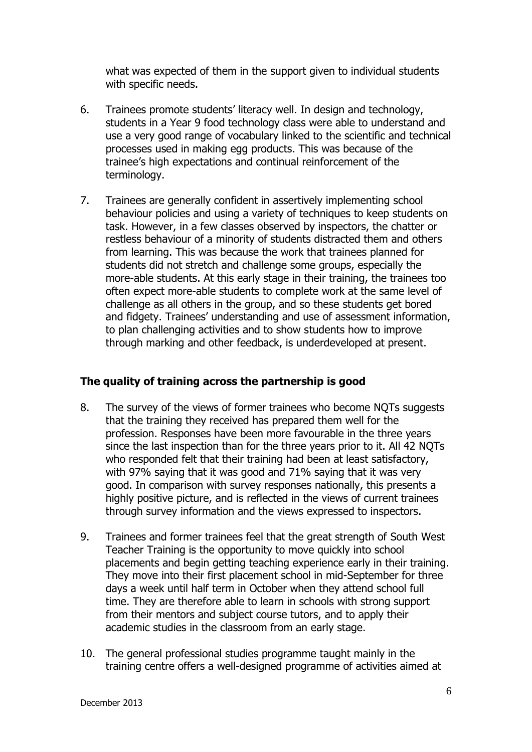what was expected of them in the support given to individual students with specific needs.

6. Trainees promote students' literacy well. In design and technology, students in a Year 9 food technology class were able to understand and use a very good range of vocabulary linked to the scientific and technical processes used in making egg products. This was because of the trainee's high expectations and continual reinforcement of the terminology.

7. Trainees are generally confident in assertively implementing school behaviour policies and using a variety of techniques to keep students on task. However, in a few classes observed by inspectors, the chatter or restless behaviour of a minority of students distracted them and others from learning. This was because the work that trainees planned for students did not stretch and challenge some groups, especially the more-able students. At this early stage in their training, the trainees too often expect more-able students to complete work at the same level of challenge as all others in the group, and so these students get bored and fidgety. Trainees' understanding and use of assessment information, to plan challenging activities and to show students how to improve through marking and other feedback, is underdeveloped at present.

## The quality of training across the partnership is good

8. The survey of the views of former trainees who become NQTs suggests that the training they received has prepared them well for the profession. Responses have been more favourable in the three years since the last inspection than for the three years prior to it. All 42 NQTs who responded felt that their training had been at least satisfactory, with 97% saying that it was good and 71% saying that it was very good. In comparison with survey responses nationally, this presents a highly positive picture, and is reflected in the views of current trainees through survey information and the views expressed to inspectors.

9. Trainees and former trainees feel that the great strength of South West Teacher Training is the opportunity to move quickly into school placements and begin getting teaching experience early in their training. They move into their first placement school in mid-September for three days a week until half term in October when they attend school full time. They are therefore able to learn in schools with strong support from their mentors and subject course tutors, and to apply their academic studies in the classroom from an early stage.

10. The general professional studies programme taught mainly in the training centre offers a well-designed programme of activities aimed at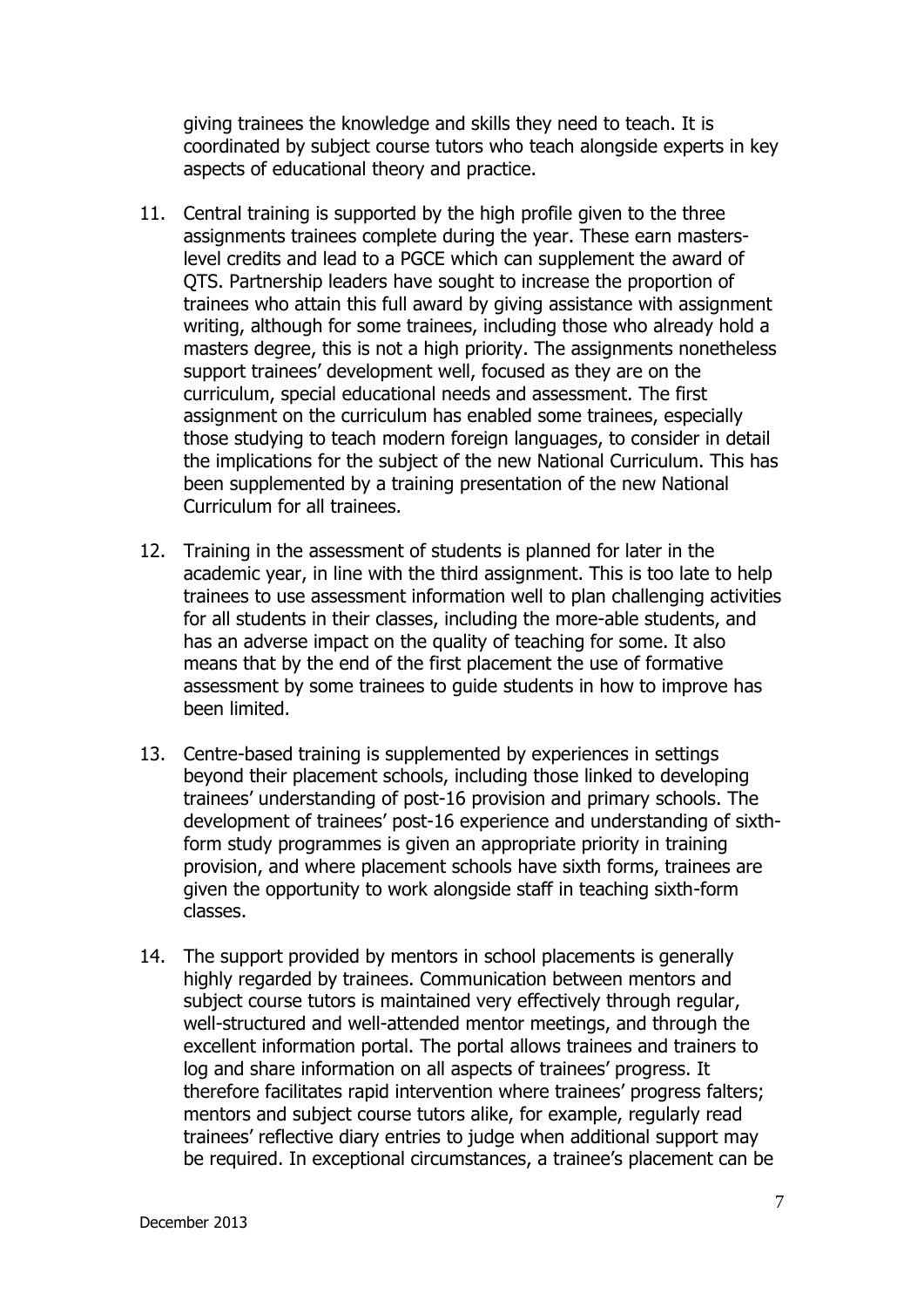giving trainees the knowledge and skills they need to teach. It is coordinated by subject course tutors who teach alongside experts in key aspects of educational theory and practice.

11. Central training is supported by the high profile given to the three assignments trainees complete during the year. These earn masters-level credits and lead to a PGCE which can supplement the award of QTS. Partnership leaders have sought to increase the proportion of trainees who attain this full award by giving assistance with assignment writing, although for some trainees, including those who already hold a masters degree, this is not a high priority. The assignments nonetheless support trainees' development well, focused as they are on the curriculum, special educational needs and assessment. The first assignment on the curriculum has enabled some trainees, especially those studying to teach modern foreign languages, to consider in detail the implications for the subject of the new National Curriculum. This has been supplemented by a training presentation of the new National Curriculum for all trainees.

12. Training in the assessment of students is planned for later in the academic year, in line with the third assignment. This is too late to help trainees to use assessment information well to plan challenging activities for all students in their classes, including the more-able students, and has an adverse impact on the quality of teaching for some. It also means that by the end of the first placement the use of formative assessment by some trainees to guide students in how to improve has been limited.

13. Centre-based training is supplemented by experiences in settings beyond their placement schools, including those linked to developing trainees' understanding of post-16 provision and primary schools. The development of trainees' post-16 experience and understanding of sixth-form study programmes is given an appropriate priority in training provision, and where placement schools have sixth forms, trainees are given the opportunity to work alongside staff in teaching sixth-form classes.

14. The support provided by mentors in school placements is generally highly regarded by trainees. Communication between mentors and subject course tutors is maintained very effectively through regular, well-structured and well-attended mentor meetings, and through the excellent information portal. The portal allows trainees and trainers to log and share information on all aspects of trainees' progress. It therefore facilitates rapid intervention where trainees' progress falters; mentors and subject course tutors alike, for example, regularly read trainees' reflective diary entries to judge when additional support may be required. In exceptional circumstances, a trainee's placement can be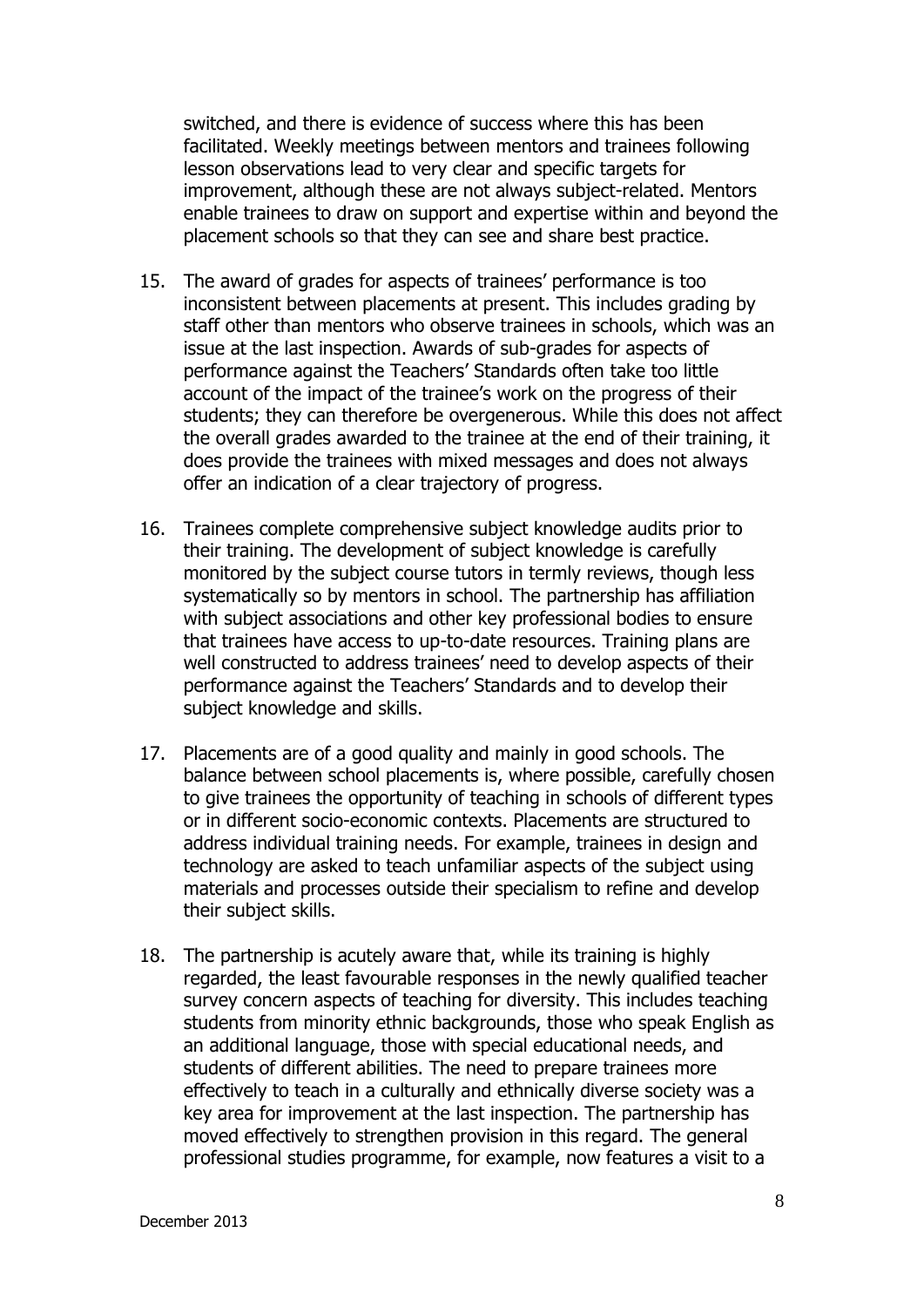switched, and there is evidence of success where this has been facilitated. Weekly meetings between mentors and trainees following lesson observations lead to very clear and specific targets for improvement, although these are not always subject-related. Mentors enable trainees to draw on support and expertise within and beyond the placement schools so that they can see and share best practice.

15. The award of grades for aspects of trainees' performance is too inconsistent between placements at present. This includes grading by staff other than mentors who observe trainees in schools, which was an issue at the last inspection. Awards of sub-grades for aspects of performance against the Teachers' Standards often take too little account of the impact of the trainee's work on the progress of their students; they can therefore be overgenerous. While this does not affect the overall grades awarded to the trainee at the end of their training, it does provide the trainees with mixed messages and does not always offer an indication of a clear trajectory of progress.

16. Trainees complete comprehensive subject knowledge audits prior to their training. The development of subject knowledge is carefully monitored by the subject course tutors in termly reviews, though less systematically so by mentors in school. The partnership has affiliation with subject associations and other key professional bodies to ensure that trainees have access to up-to-date resources. Training plans are well constructed to address trainees' need to develop aspects of their performance against the Teachers' Standards and to develop their subject knowledge and skills.

17. Placements are of a good quality and mainly in good schools. The balance between school placements is, where possible, carefully chosen to give trainees the opportunity of teaching in schools of different types or in different socio-economic contexts. Placements are structured to address individual training needs. For example, trainees in design and technology are asked to teach unfamiliar aspects of the subject using materials and processes outside their specialism to refine and develop their subject skills.

18. The partnership is acutely aware that, while its training is highly regarded, the least favourable responses in the newly qualified teacher survey concern aspects of teaching for diversity. This includes teaching students from minority ethnic backgrounds, those who speak English as an additional language, those with special educational needs, and students of different abilities. The need to prepare trainees more effectively to teach in a culturally and ethnically diverse society was a key area for improvement at the last inspection. The partnership has moved effectively to strengthen provision in this regard. The general professional studies programme, for example, now features a visit to a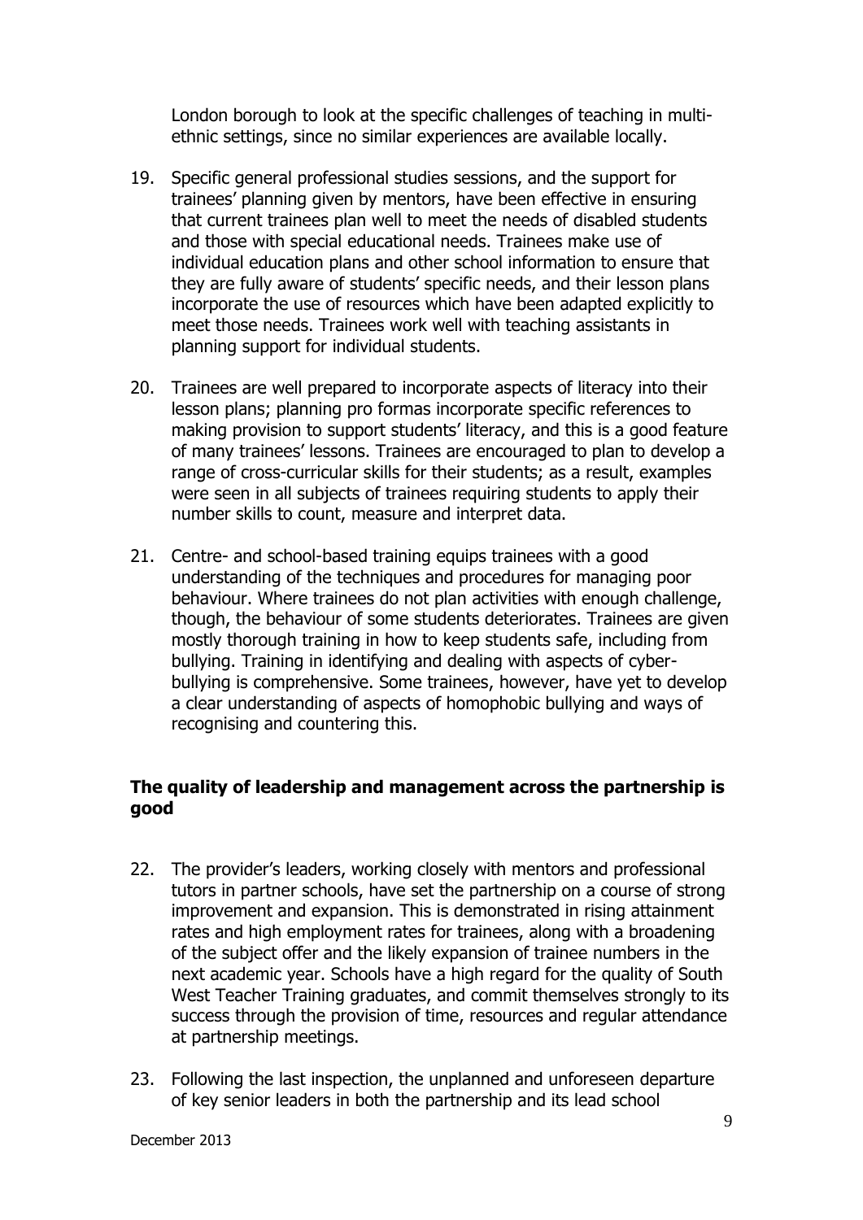London borough to look at the specific challenges of teaching in multi-ethnic settings, since no similar experiences are available locally.

19. Specific general professional studies sessions, and the support for trainees' planning given by mentors, have been effective in ensuring that current trainees plan well to meet the needs of disabled students and those with special educational needs. Trainees make use of individual education plans and other school information to ensure that they are fully aware of students' specific needs, and their lesson plans incorporate the use of resources which have been adapted explicitly to meet those needs. Trainees work well with teaching assistants in planning support for individual students.

20. Trainees are well prepared to incorporate aspects of literacy into their lesson plans; planning pro formas incorporate specific references to making provision to support students' literacy, and this is a good feature of many trainees' lessons. Trainees are encouraged to plan to develop a range of cross-curricular skills for their students; as a result, examples were seen in all subjects of trainees requiring students to apply their number skills to count, measure and interpret data.

21. Centre- and school-based training equips trainees with a good understanding of the techniques and procedures for managing poor behaviour. Where trainees do not plan activities with enough challenge, though, the behaviour of some students deteriorates. Trainees are given mostly thorough training in how to keep students safe, including from bullying. Training in identifying and dealing with aspects of cyber-bullying is comprehensive. Some trainees, however, have yet to develop a clear understanding of aspects of homophobic bullying and ways of recognising and countering this.

### The quality of leadership and management across the partnership is good

22. The provider's leaders, working closely with mentors and professional tutors in partner schools, have set the partnership on a course of strong improvement and expansion. This is demonstrated in rising attainment rates and high employment rates for trainees, along with a broadening of the subject offer and the likely expansion of trainee numbers in the next academic year. Schools have a high regard for the quality of South West Teacher Training graduates, and commit themselves strongly to its success through the provision of time, resources and regular attendance at partnership meetings.

23. Following the last inspection, the unplanned and unforeseen departure of key senior leaders in both the partnership and its lead school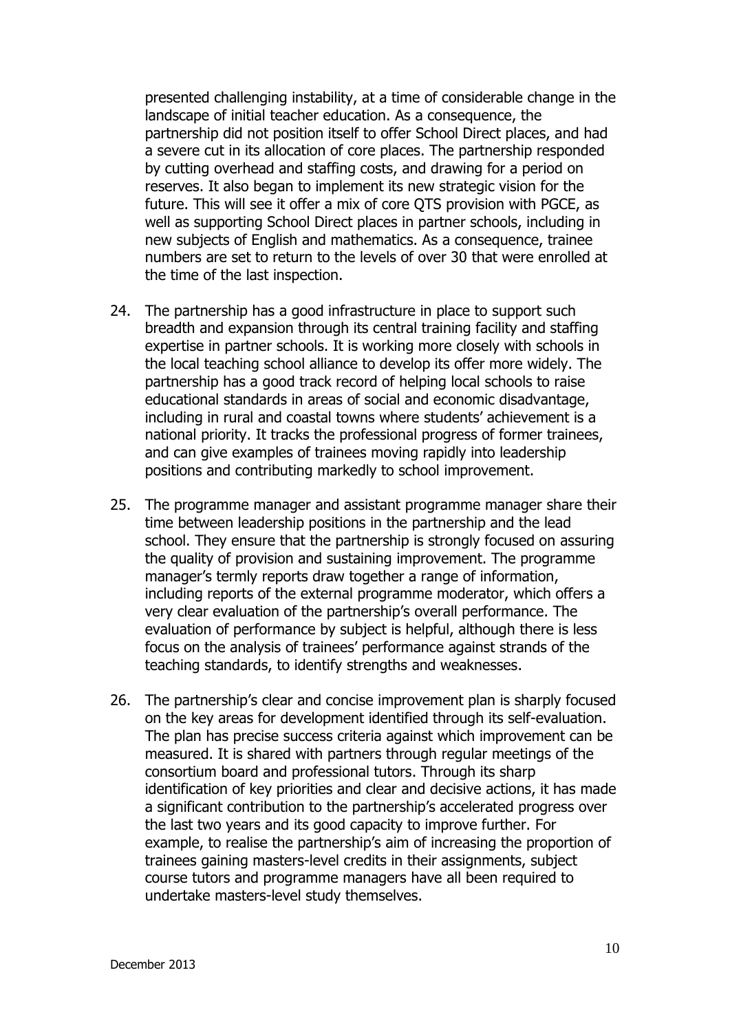presented challenging instability, at a time of considerable change in the landscape of initial teacher education. As a consequence, the partnership did not position itself to offer School Direct places, and had a severe cut in its allocation of core places. The partnership responded by cutting overhead and staffing costs, and drawing for a period on reserves. It also began to implement its new strategic vision for the future. This will see it offer a mix of core QTS provision with PGCE, as well as supporting School Direct places in partner schools, including in new subjects of English and mathematics. As a consequence, trainee numbers are set to return to the levels of over 30 that were enrolled at the time of the last inspection.

24. The partnership has a good infrastructure in place to support such breadth and expansion through its central training facility and staffing expertise in partner schools. It is working more closely with schools in the local teaching school alliance to develop its offer more widely. The partnership has a good track record of helping local schools to raise educational standards in areas of social and economic disadvantage, including in rural and coastal towns where students' achievement is a national priority. It tracks the professional progress of former trainees, and can give examples of trainees moving rapidly into leadership positions and contributing markedly to school improvement.

25. The programme manager and assistant programme manager share their time between leadership positions in the partnership and the lead school. They ensure that the partnership is strongly focused on assuring the quality of provision and sustaining improvement. The programme manager's termly reports draw together a range of information, including reports of the external programme moderator, which offers a very clear evaluation of the partnership's overall performance. The evaluation of performance by subject is helpful, although there is less focus on the analysis of trainees' performance against strands of the teaching standards, to identify strengths and weaknesses.

26. The partnership's clear and concise improvement plan is sharply focused on the key areas for development identified through its self-evaluation. The plan has precise success criteria against which improvement can be measured. It is shared with partners through regular meetings of the consortium board and professional tutors. Through its sharp identification of key priorities and clear and decisive actions, it has made a significant contribution to the partnership's accelerated progress over the last two years and its good capacity to improve further. For example, to realise the partnership's aim of increasing the proportion of trainees gaining masters-level credits in their assignments, subject course tutors and programme managers have all been required to undertake masters-level study themselves.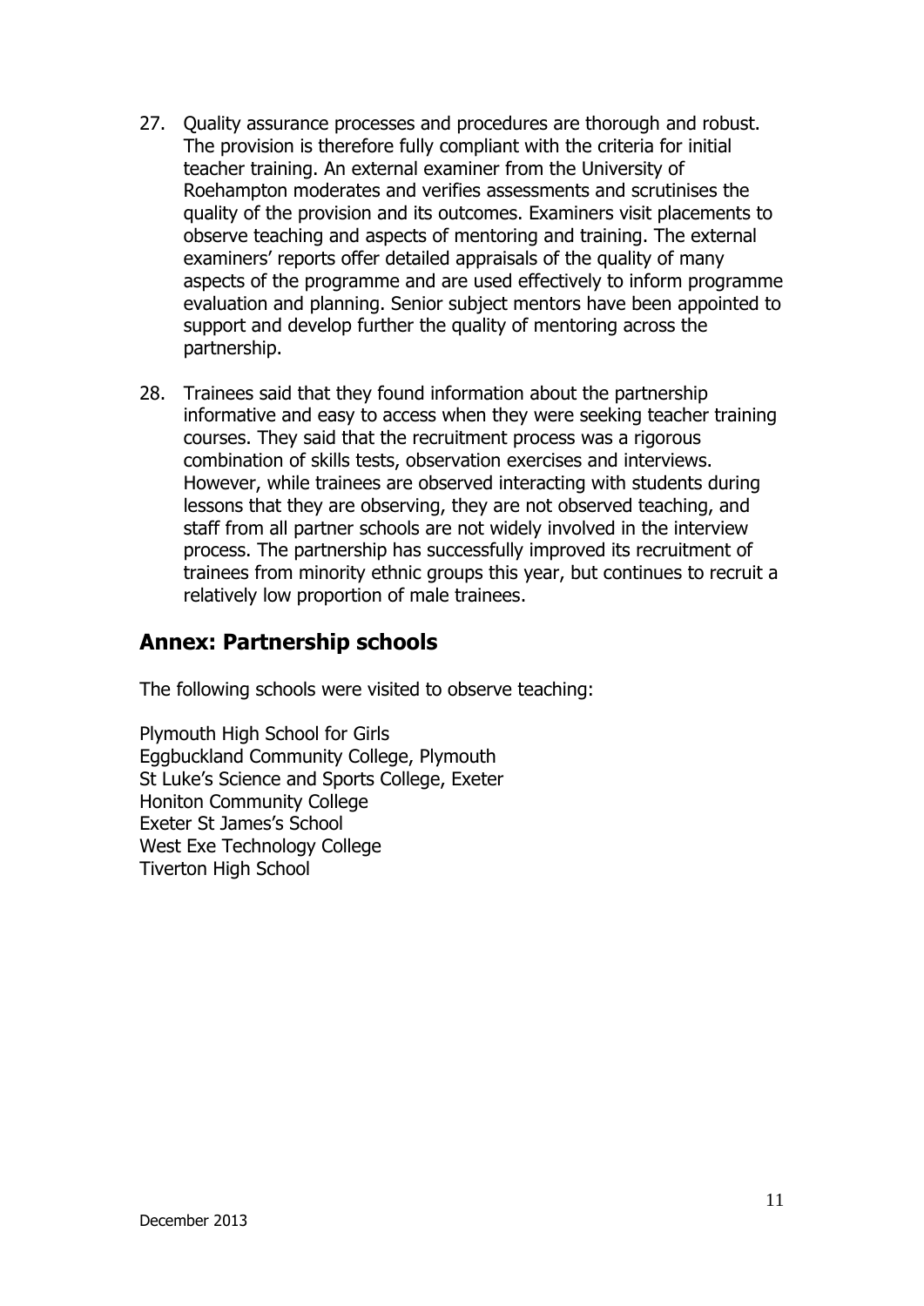27. Quality assurance processes and procedures are thorough and robust. The provision is therefore fully compliant with the criteria for initial teacher training. An external examiner from the University of Roehampton moderates and verifies assessments and scrutinises the quality of the provision and its outcomes. Examiners visit placements to observe teaching and aspects of mentoring and training. The external examiners' reports offer detailed appraisals of the quality of many aspects of the programme and are used effectively to inform programme evaluation and planning. Senior subject mentors have been appointed to support and develop further the quality of mentoring across the partnership.

28. Trainees said that they found information about the partnership informative and easy to access when they were seeking teacher training courses. They said that the recruitment process was a rigorous combination of skills tests, observation exercises and interviews. However, while trainees are observed interacting with students during lessons that they are observing, they are not observed teaching, and staff from all partner schools are not widely involved in the interview process. The partnership has successfully improved its recruitment of trainees from minority ethnic groups this year, but continues to recruit a relatively low proportion of male trainees.

## Annex: Partnership schools

The following schools were visited to observe teaching:

Plymouth High School for Girls
Eggbuckland Community College, Plymouth
St Luke's Science and Sports College, Exeter
Honiton Community College
Exeter St James's School
West Exe Technology College
Tiverton High School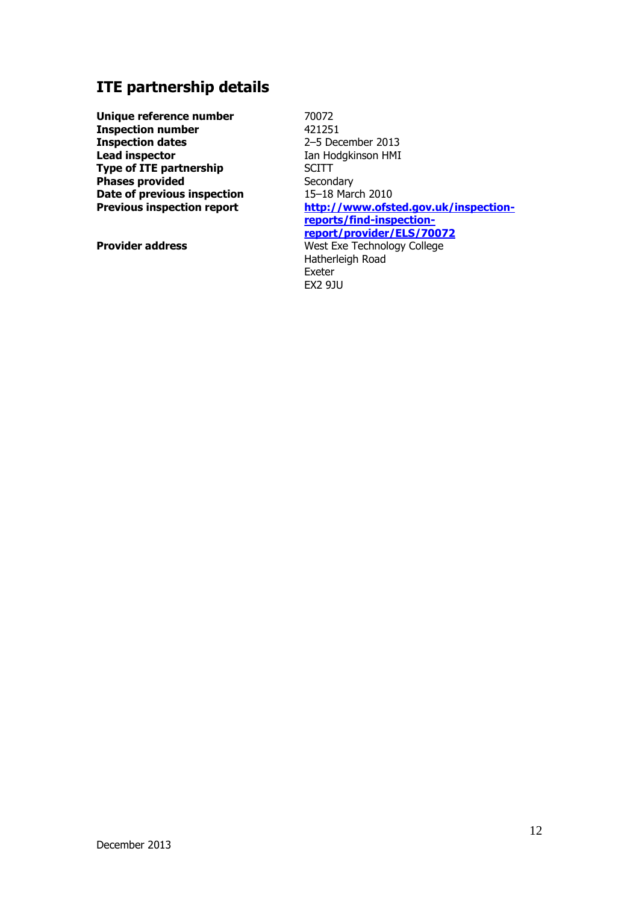## ITE partnership details

| | |
|---|---|
| **Unique reference number** | 70072 |
| **Inspection number** | 421251 |
| **Inspection dates** | 2–5 December 2013 |
| **Lead inspector** | Ian Hodgkinson HMI |
| **Type of ITE partnership** | SCITT |
| **Phases provided** | Secondary |
| **Date of previous inspection** | 15–18 March 2010 |
| **Previous inspection report** | http://www.ofsted.gov.uk/inspection-reports/find-inspection-report/provider/ELS/70072 |
| **Provider address** | West Exe Technology College<br>Hatherleigh Road<br>Exeter<br>EX2 9JU |

December 2013